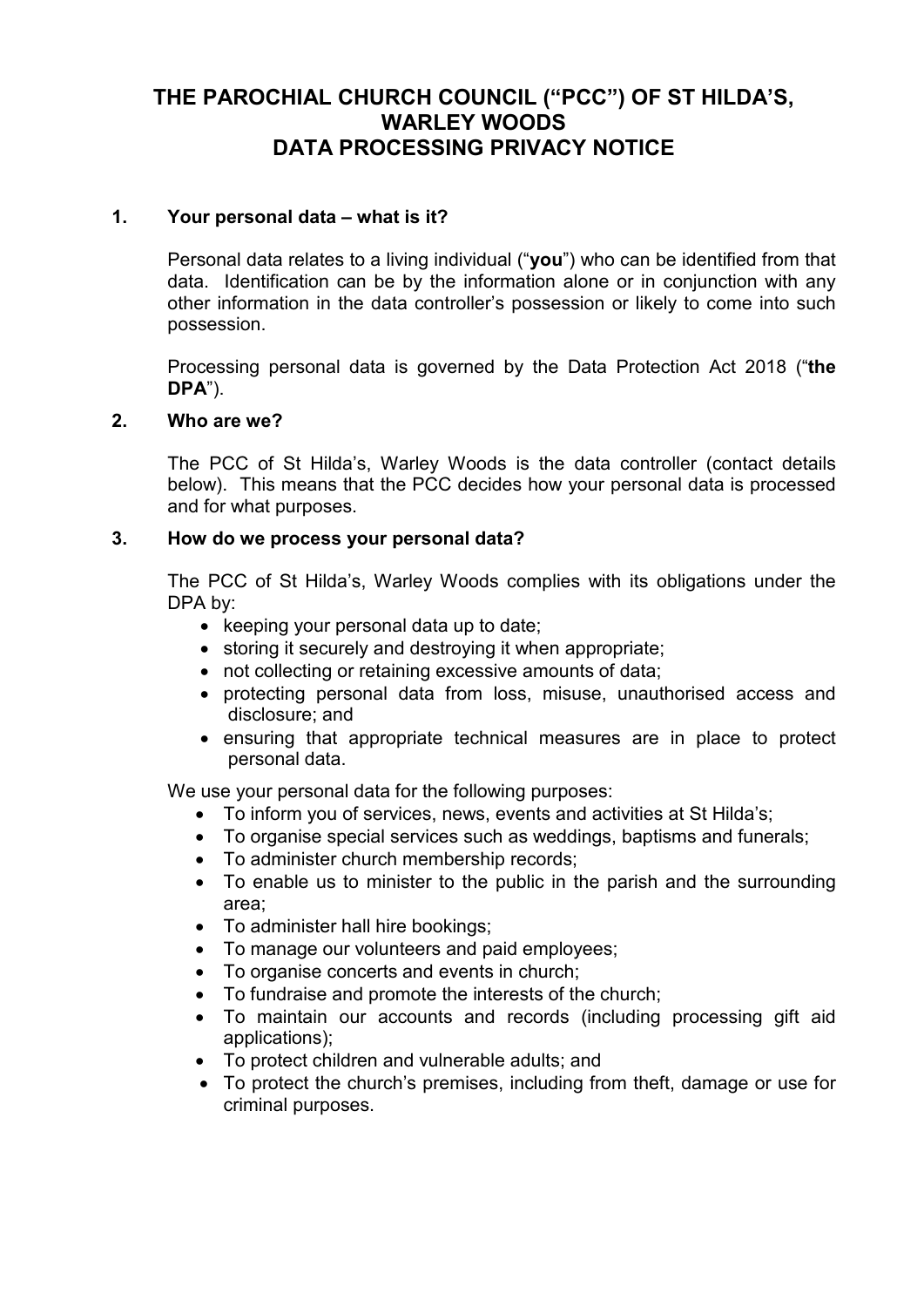# THE PAROCHIAL CHURCH COUNCIL ("PCC") OF ST HILDA'S, WARLEY WOODS
# DATA PROCESSING PRIVACY NOTICE

## 1. Your personal data – what is it?

Personal data relates to a living individual ("**you**") who can be identified from that data. Identification can be by the information alone or in conjunction with any other information in the data controller's possession or likely to come into such possession.

Processing personal data is governed by the Data Protection Act 2018 ("**the DPA**").

## 2. Who are we?

The PCC of St Hilda's, Warley Woods is the data controller (contact details below). This means that the PCC decides how your personal data is processed and for what purposes.

## 3. How do we process your personal data?

The PCC of St Hilda's, Warley Woods complies with its obligations under the DPA by:

- keeping your personal data up to date;
- storing it securely and destroying it when appropriate;
- not collecting or retaining excessive amounts of data;
- protecting personal data from loss, misuse, unauthorised access and disclosure; and
- ensuring that appropriate technical measures are in place to protect personal data.

We use your personal data for the following purposes:

- To inform you of services, news, events and activities at St Hilda's;
- To organise special services such as weddings, baptisms and funerals;
- To administer church membership records;
- To enable us to minister to the public in the parish and the surrounding area;
- To administer hall hire bookings;
- To manage our volunteers and paid employees;
- To organise concerts and events in church;
- To fundraise and promote the interests of the church;
- To maintain our accounts and records (including processing gift aid applications);
- To protect children and vulnerable adults; and
- To protect the church's premises, including from theft, damage or use for criminal purposes.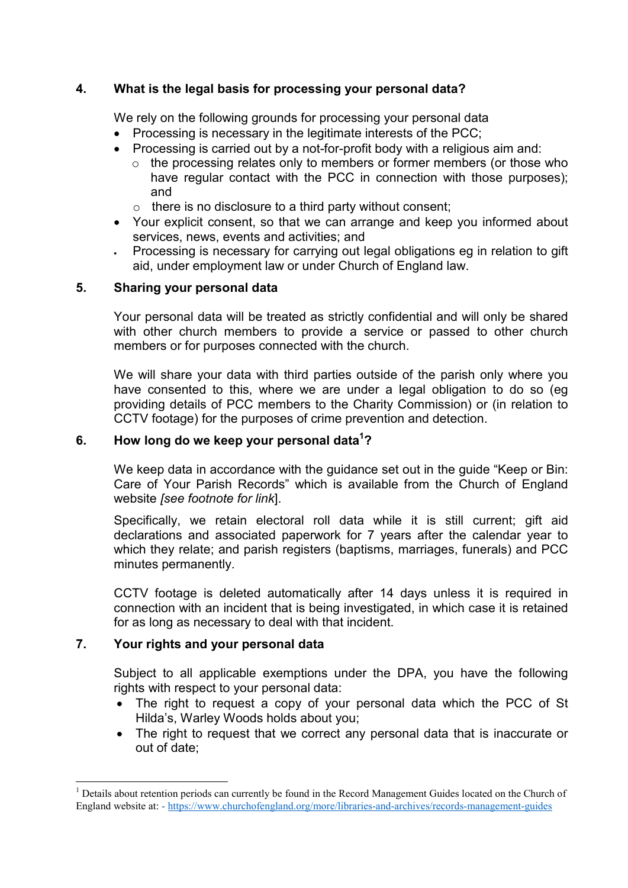## 4. What is the legal basis for processing your personal data?

We rely on the following grounds for processing your personal data

- Processing is necessary in the legitimate interests of the PCC;
- Processing is carried out by a not-for-profit body with a religious aim and:
  - the processing relates only to members or former members (or those who have regular contact with the PCC in connection with those purposes); and
  - there is no disclosure to a third party without consent;
- Your explicit consent, so that we can arrange and keep you informed about services, news, events and activities; and
- Processing is necessary for carrying out legal obligations eg in relation to gift aid, under employment law or under Church of England law.

## 5. Sharing your personal data

Your personal data will be treated as strictly confidential and will only be shared with other church members to provide a service or passed to other church members or for purposes connected with the church.

We will share your data with third parties outside of the parish only where you have consented to this, where we are under a legal obligation to do so (eg providing details of PCC members to the Charity Commission) or (in relation to CCTV footage) for the purposes of crime prevention and detection.

## 6. How long do we keep your personal data[1]?

We keep data in accordance with the guidance set out in the guide "Keep or Bin: Care of Your Parish Records" which is available from the Church of England website *[see footnote for link*].

Specifically, we retain electoral roll data while it is still current; gift aid declarations and associated paperwork for 7 years after the calendar year to which they relate; and parish registers (baptisms, marriages, funerals) and PCC minutes permanently.

CCTV footage is deleted automatically after 14 days unless it is required in connection with an incident that is being investigated, in which case it is retained for as long as necessary to deal with that incident.

## 7. Your rights and your personal data

Subject to all applicable exemptions under the DPA, you have the following rights with respect to your personal data:

- The right to request a copy of your personal data which the PCC of St Hilda's, Warley Woods holds about you;
- The right to request that we correct any personal data that is inaccurate or out of date;

---

[1] Details about retention periods can currently be found in the Record Management Guides located on the Church of England website at: - https://www.churchofengland.org/more/libraries-and-archives/records-management-guides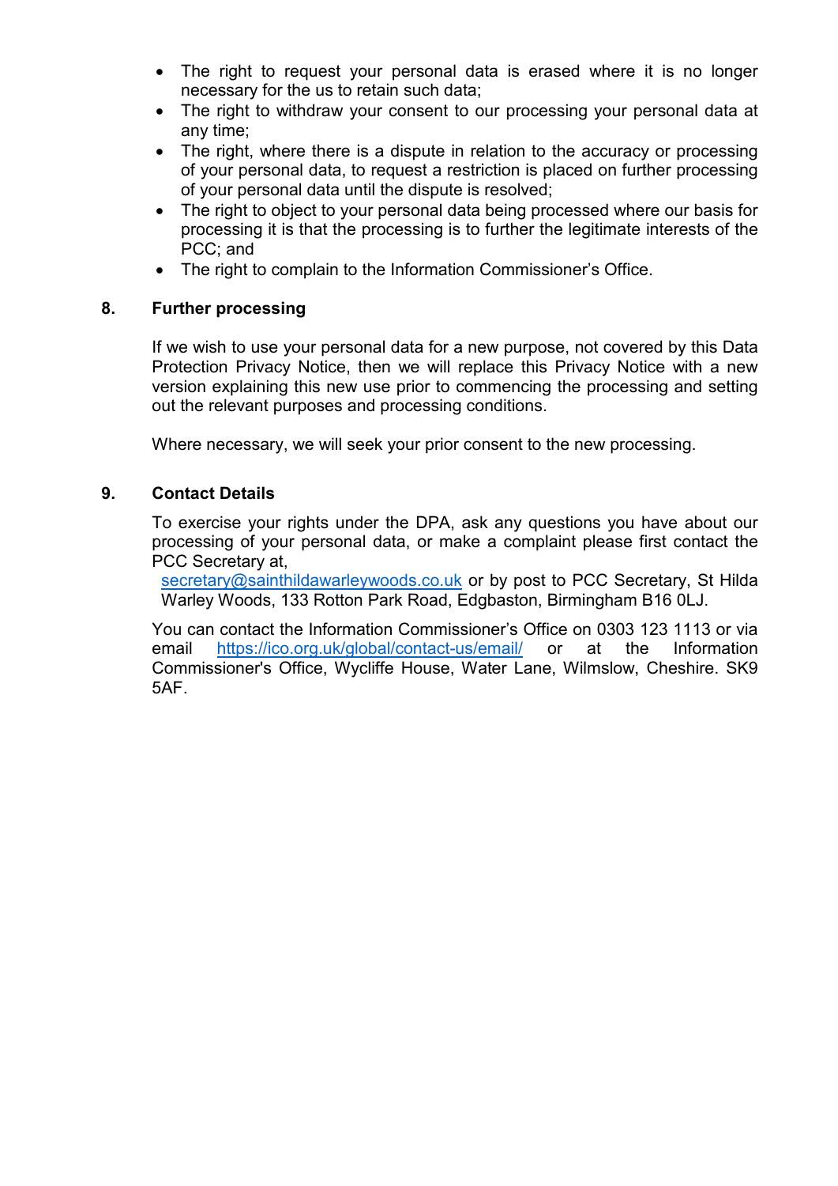- The right to request your personal data is erased where it is no longer necessary for the us to retain such data;
- The right to withdraw your consent to our processing your personal data at any time;
- The right, where there is a dispute in relation to the accuracy or processing of your personal data, to request a restriction is placed on further processing of your personal data until the dispute is resolved;
- The right to object to your personal data being processed where our basis for processing it is that the processing is to further the legitimate interests of the PCC; and
- The right to complain to the Information Commissioner's Office.

## 8. Further processing

If we wish to use your personal data for a new purpose, not covered by this Data Protection Privacy Notice, then we will replace this Privacy Notice with a new version explaining this new use prior to commencing the processing and setting out the relevant purposes and processing conditions.

Where necessary, we will seek your prior consent to the new processing.

## 9. Contact Details

To exercise your rights under the DPA, ask any questions you have about our processing of your personal data, or make a complaint please first contact the PCC Secretary at,
secretary@sainthildawarleywoods.co.uk or by post to PCC Secretary, St Hilda Warley Woods, 133 Rotton Park Road, Edgbaston, Birmingham B16 0LJ.

You can contact the Information Commissioner's Office on 0303 123 1113 or via email https://ico.org.uk/global/contact-us/email/ or at the Information Commissioner's Office, Wycliffe House, Water Lane, Wilmslow, Cheshire. SK9 5AF.